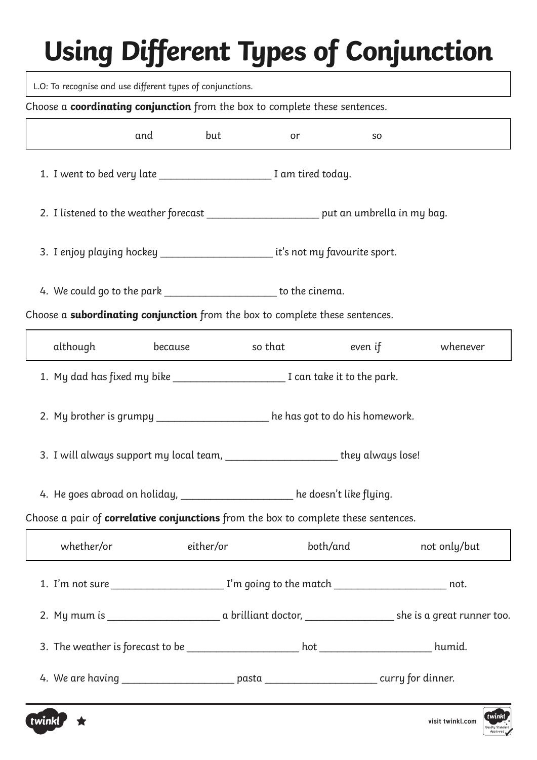# Using Different Types of Conjunction

L.O: To recognise and use different types of conjunctions.

Choose a **coordinating conjunction** from the box to complete these sentences.

| and | but | or | so |
|---|---|---|---|

1. I went to bed very late ____________________ I am tired today.
2. I listened to the weather forecast ____________________ put an umbrella in my bag.
3. I enjoy playing hockey ____________________ it's not my favourite sport.
4. We could go to the park ____________________ to the cinema.

Choose a **subordinating conjunction** from the box to complete these sentences.

| although | because | so that | even if | whenever |
|---|---|---|---|---|

1. My dad has fixed my bike ____________________ I can take it to the park.
2. My brother is grumpy ____________________ he has got to do his homework.
3. I will always support my local team, ____________________ they always lose!
4. He goes abroad on holiday, ____________________ he doesn't like flying.

Choose a pair of **correlative conjunctions** from the box to complete these sentences.

| whether/or | either/or | both/and | not only/but |
|---|---|---|---|

1. I'm not sure ____________________ I'm going to the match ____________________ not.
2. My mum is ____________________ a brilliant doctor, ________________ she is a great runner too.
3. The weather is forecast to be ____________________ hot ____________________ humid.
4. We are having ____________________ pasta ____________________ curry for dinner.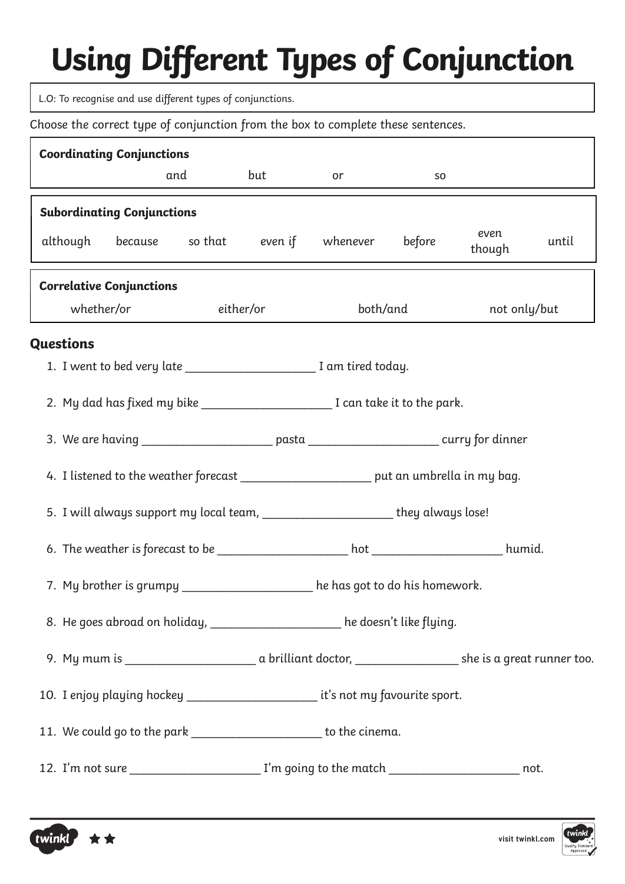# Using Different Types of Conjunction

L.O: To recognise and use different types of conjunctions.

Choose the correct type of conjunction from the box to complete these sentences.

| **Coordinating Conjunctions** | | | |
|---|---|---|---|
| and | but | or | so |

| **Subordinating Conjunctions** | | | | | | | |
|---|---|---|---|---|---|---|---|
| although | because | so that | even if | whenever | before | even though | until |

| **Correlative Conjunctions** | | | |
|---|---|---|---|
| whether/or | either/or | both/and | not only/but |

### Questions

1. I went to bed very late ____________________ I am tired today.
2. My dad has fixed my bike ____________________ I can take it to the park.
3. We are having ____________________ pasta ____________________ curry for dinner
4. I listened to the weather forecast ____________________ put an umbrella in my bag.
5. I will always support my local team, ____________________ they always lose!
6. The weather is forecast to be ____________________ hot ____________________ humid.
7. My brother is grumpy ____________________ he has got to do his homework.
8. He goes abroad on holiday, ____________________ he doesn't like flying.
9. My mum is ____________________ a brilliant doctor, ________________ she is a great runner too.
10. I enjoy playing hockey ____________________ it's not my favourite sport.
11. We could go to the park ____________________ to the cinema.
12. I'm not sure ____________________ I'm going to the match ____________________ not.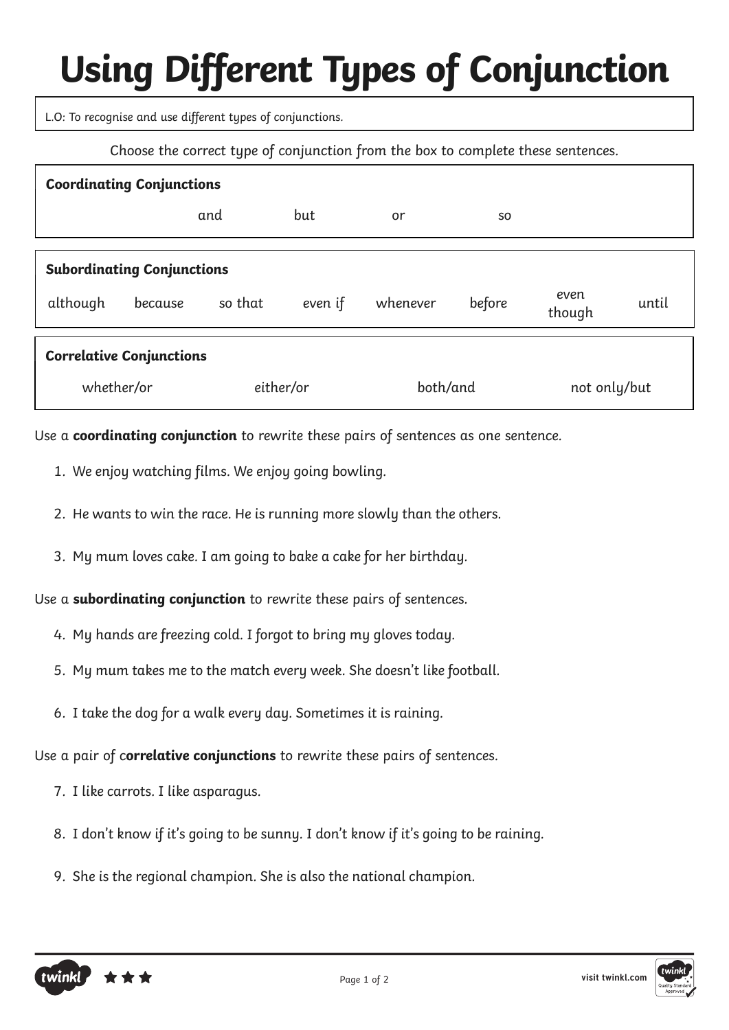# Using Different Types of Conjunction

L.O: To recognise and use different types of conjunctions.

Choose the correct type of conjunction from the box to complete these sentences.

| **Coordinating Conjunctions** | | | |
|---|---|---|---|
| and | but | or | so |

| **Subordinating Conjunctions** | | | | | | | |
|---|---|---|---|---|---|---|---|
| although | because | so that | even if | whenever | before | even though | until |

| **Correlative Conjunctions** | | | |
|---|---|---|---|
| whether/or | either/or | both/and | not only/but |

Use a **coordinating conjunction** to rewrite these pairs of sentences as one sentence.

1. We enjoy watching films. We enjoy going bowling.
2. He wants to win the race. He is running more slowly than the others.
3. My mum loves cake. I am going to bake a cake for her birthday.

Use a **subordinating conjunction** to rewrite these pairs of sentences.

4. My hands are freezing cold. I forgot to bring my gloves today.
5. My mum takes me to the match every week. She doesn't like football.
6. I take the dog for a walk every day. Sometimes it is raining.

Use a pair of c**orrelative conjunctions** to rewrite these pairs of sentences.

7. I like carrots. I like asparagus.
8. I don't know if it's going to be sunny. I don't know if it's going to be raining.
9. She is the regional champion. She is also the national champion.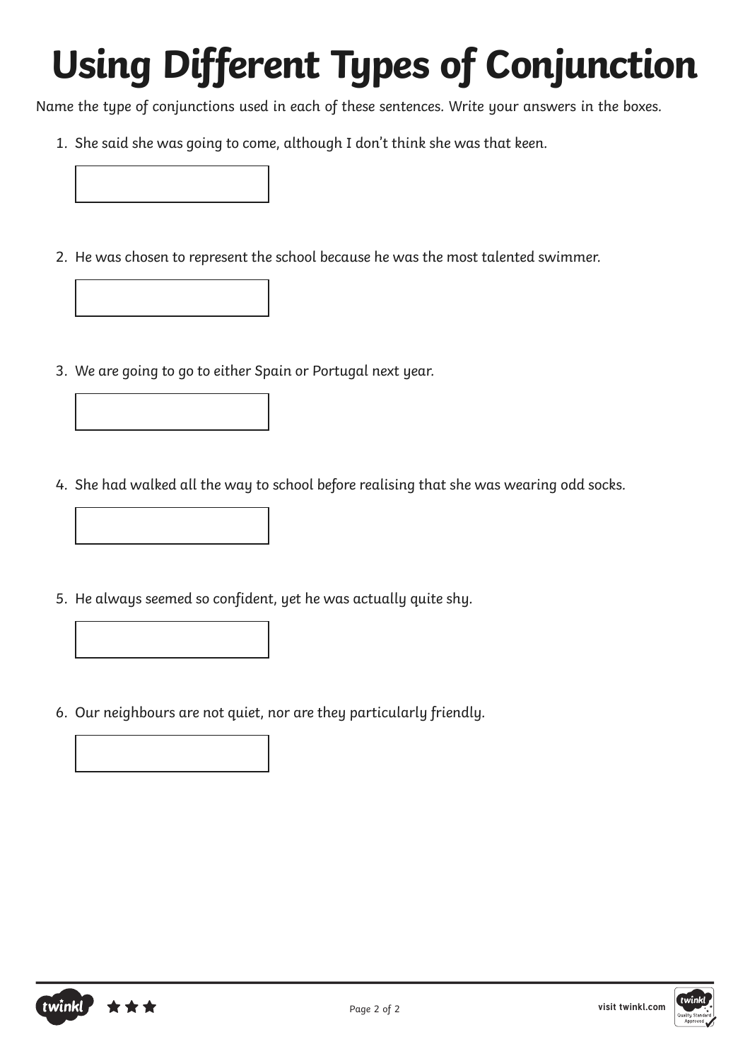# Using Different Types of Conjunction

*Name the type of conjunctions used in each of these sentences. Write your answers in the boxes.*

1. *She said she was going to come, although I don't think she was that keen.*

2. *He was chosen to represent the school because he was the most talented swimmer.*

3. *We are going to go to either Spain or Portugal next year.*

4. *She had walked all the way to school before realising that she was wearing odd socks.*

5. *He always seemed so confident, yet he was actually quite shy.*

6. *Our neighbours are not quiet, nor are they particularly friendly.*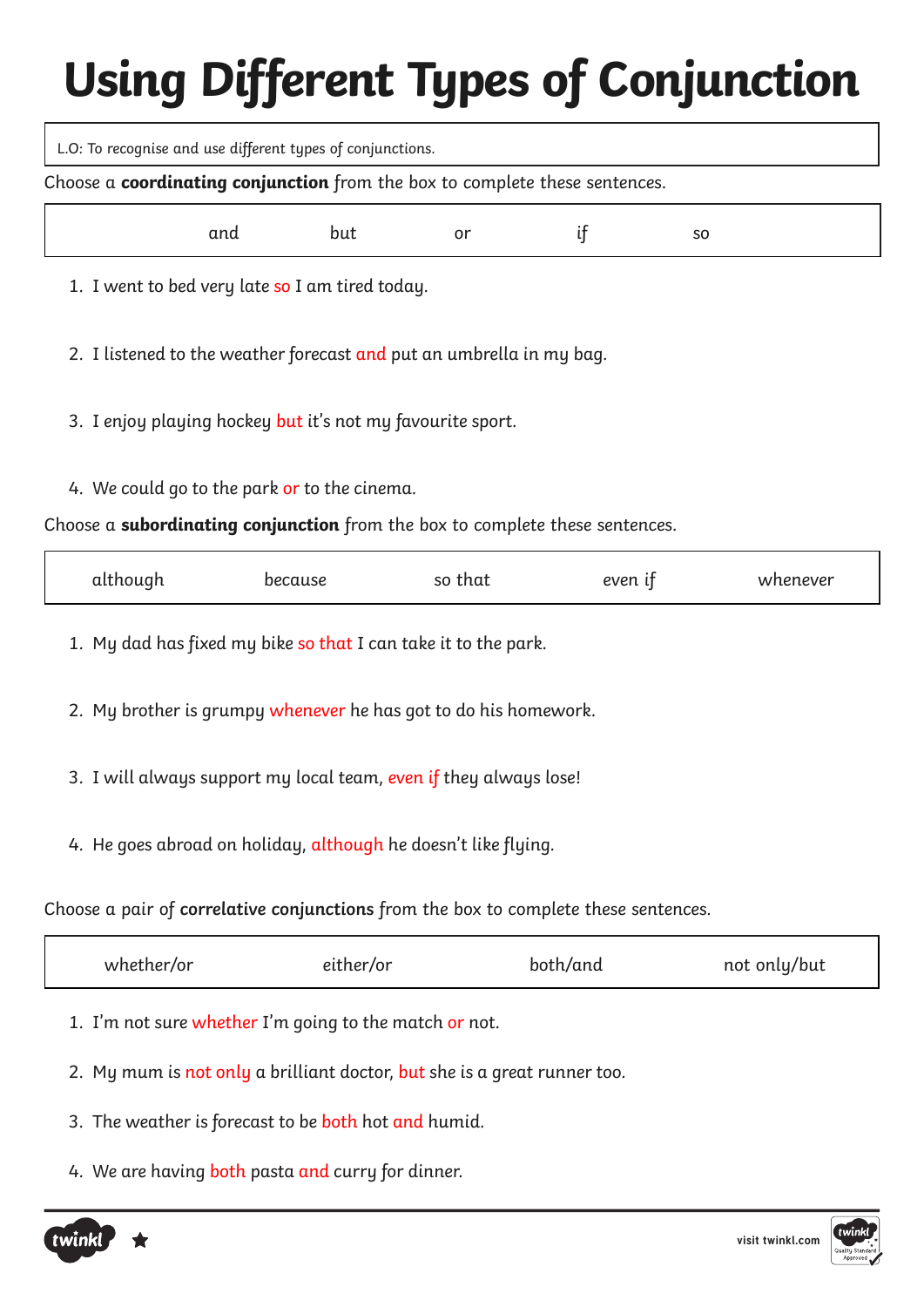# Using Different Types of Conjunction

L.O: To recognise and use different types of conjunctions.

Choose a **coordinating conjunction** from the box to complete these sentences.

| and | but | or | if | so |
|---|---|---|---|---|

1. I went to bed very late so I am tired today.
2. I listened to the weather forecast and put an umbrella in my bag.
3. I enjoy playing hockey but it's not my favourite sport.
4. We could go to the park or to the cinema.

Choose a **subordinating conjunction** from the box to complete these sentences.

| although | because | so that | even if | whenever |
|---|---|---|---|---|

1. My dad has fixed my bike so that I can take it to the park.
2. My brother is grumpy whenever he has got to do his homework.
3. I will always support my local team, even if they always lose!
4. He goes abroad on holiday, although he doesn't like flying.

Choose a pair of **correlative conjunctions** from the box to complete these sentences.

| whether/or | either/or | both/and | not only/but |
|---|---|---|---|

1. I'm not sure whether I'm going to the match or not.
2. My mum is not only a brilliant doctor, but she is a great runner too.
3. The weather is forecast to be both hot and humid.
4. We are having both pasta and curry for dinner.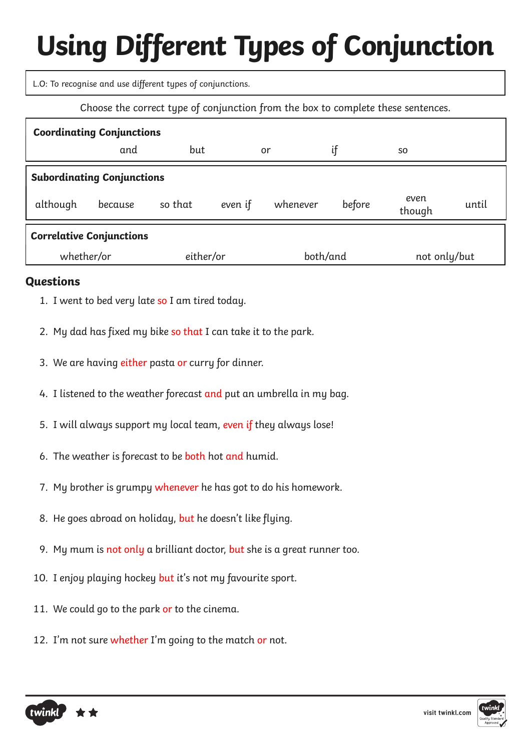# Using Different Types of Conjunction

L.O: To recognise and use different types of conjunctions.

Choose the correct type of conjunction from the box to complete these sentences.

| **Coordinating Conjunctions** | | | | | | | |
|---|---|---|---|---|---|---|---|
| and | but | or | if | so | | | |
| **Subordinating Conjunctions** | | | | | | | |
| although | because | so that | even if | whenever | before | even though | until |
| **Correlative Conjunctions** | | | | | | | |
| whether/or | either/or | both/and | not only/but | | | | |

## Questions

1. I went to bed very late so I am tired today.
2. My dad has fixed my bike so that I can take it to the park.
3. We are having either pasta or curry for dinner.
4. I listened to the weather forecast and put an umbrella in my bag.
5. I will always support my local team, even if they always lose!
6. The weather is forecast to be both hot and humid.
7. My brother is grumpy whenever he has got to do his homework.
8. He goes abroad on holiday, but he doesn't like flying.
9. My mum is not only a brilliant doctor, but she is a great runner too.
10. I enjoy playing hockey but it's not my favourite sport.
11. We could go to the park or to the cinema.
12. I'm not sure whether I'm going to the match or not.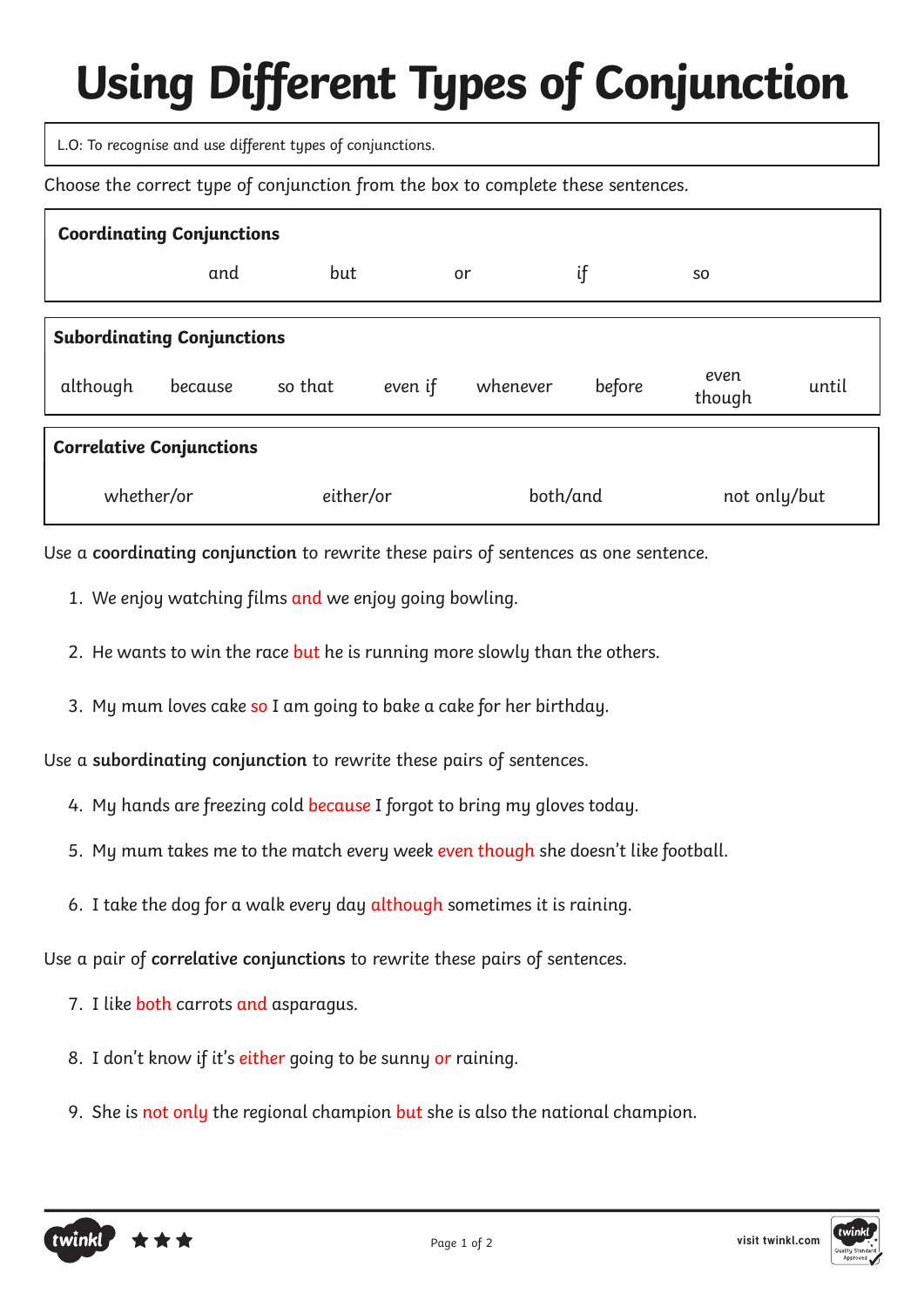# Using Different Types of Conjunction

L.O: To recognise and use different types of conjunctions.

Choose the correct type of conjunction from the box to complete these sentences.

| **Coordinating Conjunctions** | | | | |
|---|---|---|---|---|
| and | but | or | if | so |

| **Subordinating Conjunctions** | | | | | | | |
|---|---|---|---|---|---|---|---|
| although | because | so that | even if | whenever | before | even though | until |

| **Correlative Conjunctions** | | | |
|---|---|---|---|
| whether/or | either/or | both/and | not only/but |

Use a **coordinating conjunction** to rewrite these pairs of sentences as one sentence.

1. We enjoy watching films and we enjoy going bowling.
2. He wants to win the race but he is running more slowly than the others.
3. My mum loves cake so I am going to bake a cake for her birthday.

Use a **subordinating conjunction** to rewrite these pairs of sentences.

4. My hands are freezing cold because I forgot to bring my gloves today.
5. My mum takes me to the match every week even though she doesn't like football.
6. I take the dog for a walk every day although sometimes it is raining.

Use a pair of **correlative conjunctions** to rewrite these pairs of sentences.

7. I like both carrots and asparagus.
8. I don't know if it's either going to be sunny or raining.
9. She is not only the regional champion but she is also the national champion.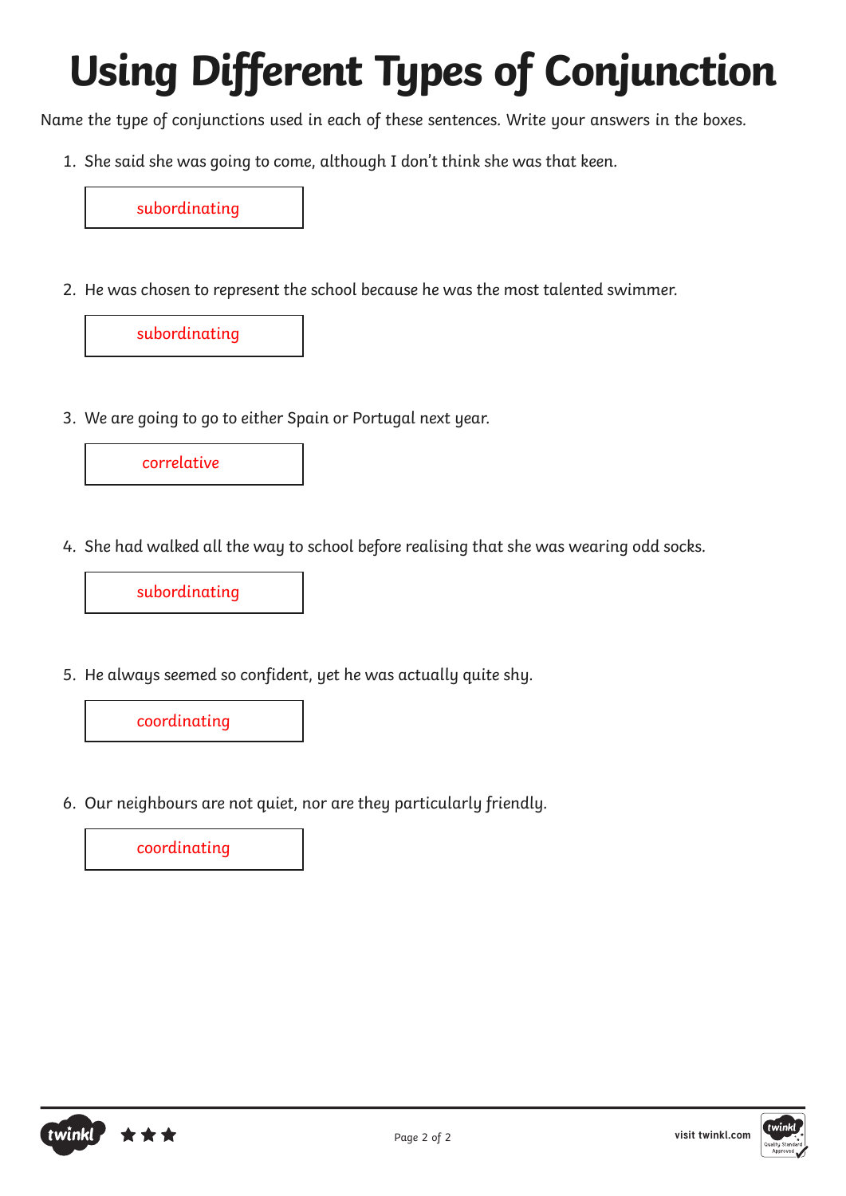# Using Different Types of Conjunction

Name the type of conjunctions used in each of these sentences. Write your answers in the boxes.

1. She said she was going to come, although I don't think she was that keen.

   subordinating

2. He was chosen to represent the school because he was the most talented swimmer.

   subordinating

3. We are going to go to either Spain or Portugal next year.

   correlative

4. She had walked all the way to school before realising that she was wearing odd socks.

   subordinating

5. He always seemed so confident, yet he was actually quite shy.

   coordinating

6. Our neighbours are not quiet, nor are they particularly friendly.

   coordinating